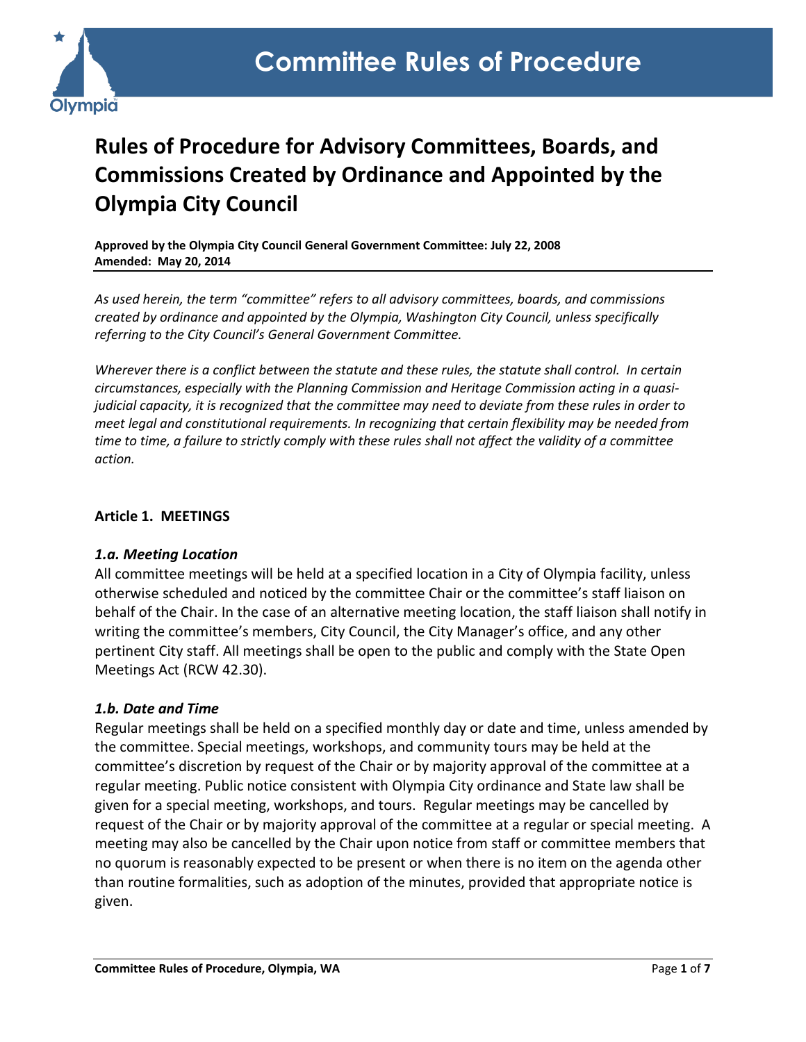# Committee Rules of Procedure

## Rules of Procedure for Advisory Committees, Boards, and Commissions Created by Ordinance and Appointed by the Olympia City Council

**Approved by the Olympia City Council General Government Committee: July 22, 2008**
**Amended: May 20, 2014**

*As used herein, the term "committee" refers to all advisory committees, boards, and commissions created by ordinance and appointed by the Olympia, Washington City Council, unless specifically referring to the City Council's General Government Committee.*

*Wherever there is a conflict between the statute and these rules, the statute shall control. In certain circumstances, especially with the Planning Commission and Heritage Commission acting in a quasi-judicial capacity, it is recognized that the committee may need to deviate from these rules in order to meet legal and constitutional requirements. In recognizing that certain flexibility may be needed from time to time, a failure to strictly comply with these rules shall not affect the validity of a committee action.*

### Article 1. MEETINGS

#### *1.a. Meeting Location*

All committee meetings will be held at a specified location in a City of Olympia facility, unless otherwise scheduled and noticed by the committee Chair or the committee's staff liaison on behalf of the Chair. In the case of an alternative meeting location, the staff liaison shall notify in writing the committee's members, City Council, the City Manager's office, and any other pertinent City staff. All meetings shall be open to the public and comply with the State Open Meetings Act (RCW 42.30).

#### *1.b. Date and Time*

Regular meetings shall be held on a specified monthly day or date and time, unless amended by the committee. Special meetings, workshops, and community tours may be held at the committee's discretion by request of the Chair or by majority approval of the committee at a regular meeting. Public notice consistent with Olympia City ordinance and State law shall be given for a special meeting, workshops, and tours. Regular meetings may be cancelled by request of the Chair or by majority approval of the committee at a regular or special meeting. A meeting may also be cancelled by the Chair upon notice from staff or committee members that no quorum is reasonably expected to be present or when there is no item on the agenda other than routine formalities, such as adoption of the minutes, provided that appropriate notice is given.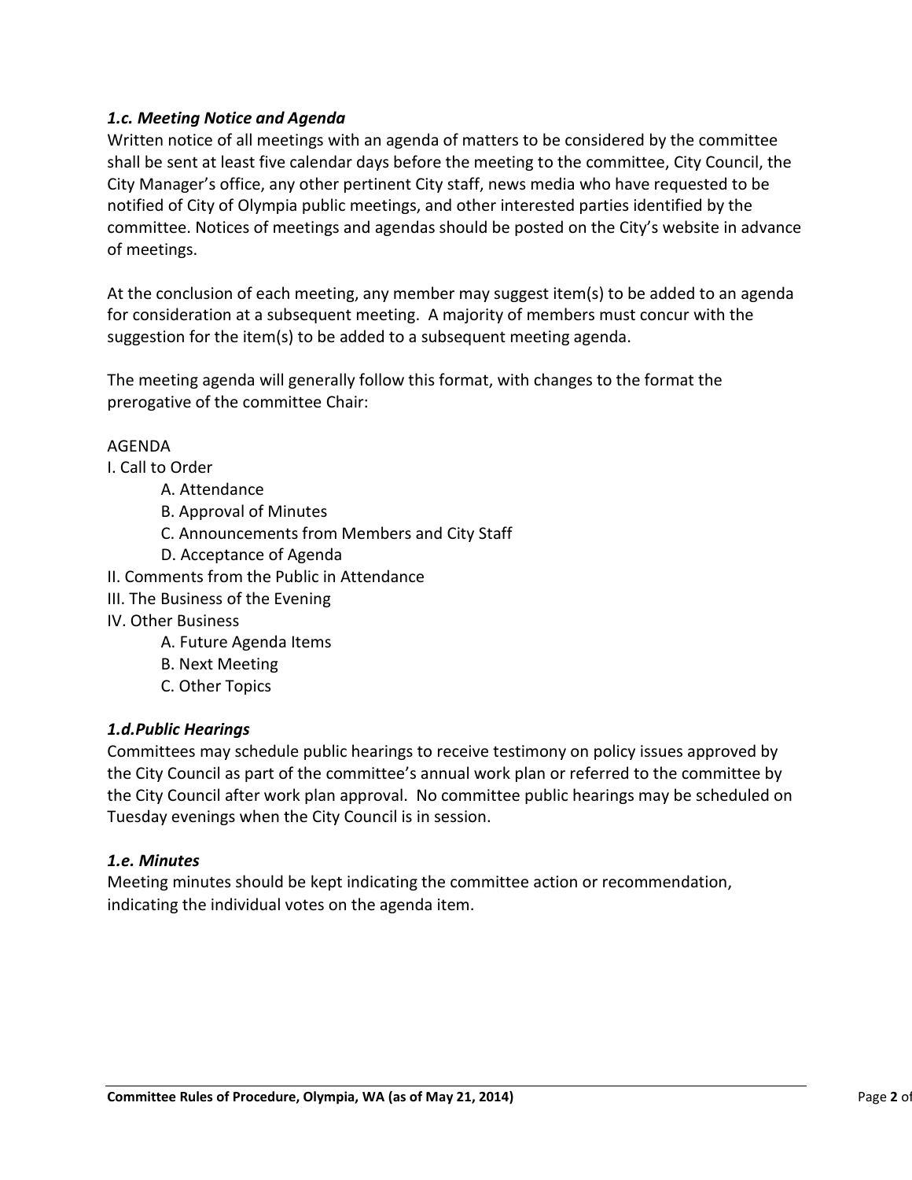### *1.c. Meeting Notice and Agenda*

Written notice of all meetings with an agenda of matters to be considered by the committee shall be sent at least five calendar days before the meeting to the committee, City Council, the City Manager's office, any other pertinent City staff, news media who have requested to be notified of City of Olympia public meetings, and other interested parties identified by the committee. Notices of meetings and agendas should be posted on the City's website in advance of meetings.

At the conclusion of each meeting, any member may suggest item(s) to be added to an agenda for consideration at a subsequent meeting. A majority of members must concur with the suggestion for the item(s) to be added to a subsequent meeting agenda.

The meeting agenda will generally follow this format, with changes to the format the prerogative of the committee Chair:

AGENDA

I. Call to Order
- A. Attendance
- B. Approval of Minutes
- C. Announcements from Members and City Staff
- D. Acceptance of Agenda

II. Comments from the Public in Attendance

III. The Business of the Evening

IV. Other Business
- A. Future Agenda Items
- B. Next Meeting
- C. Other Topics

### *1.d.Public Hearings*

Committees may schedule public hearings to receive testimony on policy issues approved by the City Council as part of the committee's annual work plan or referred to the committee by the City Council after work plan approval. No committee public hearings may be scheduled on Tuesday evenings when the City Council is in session.

### *1.e. Minutes*

Meeting minutes should be kept indicating the committee action or recommendation, indicating the individual votes on the agenda item.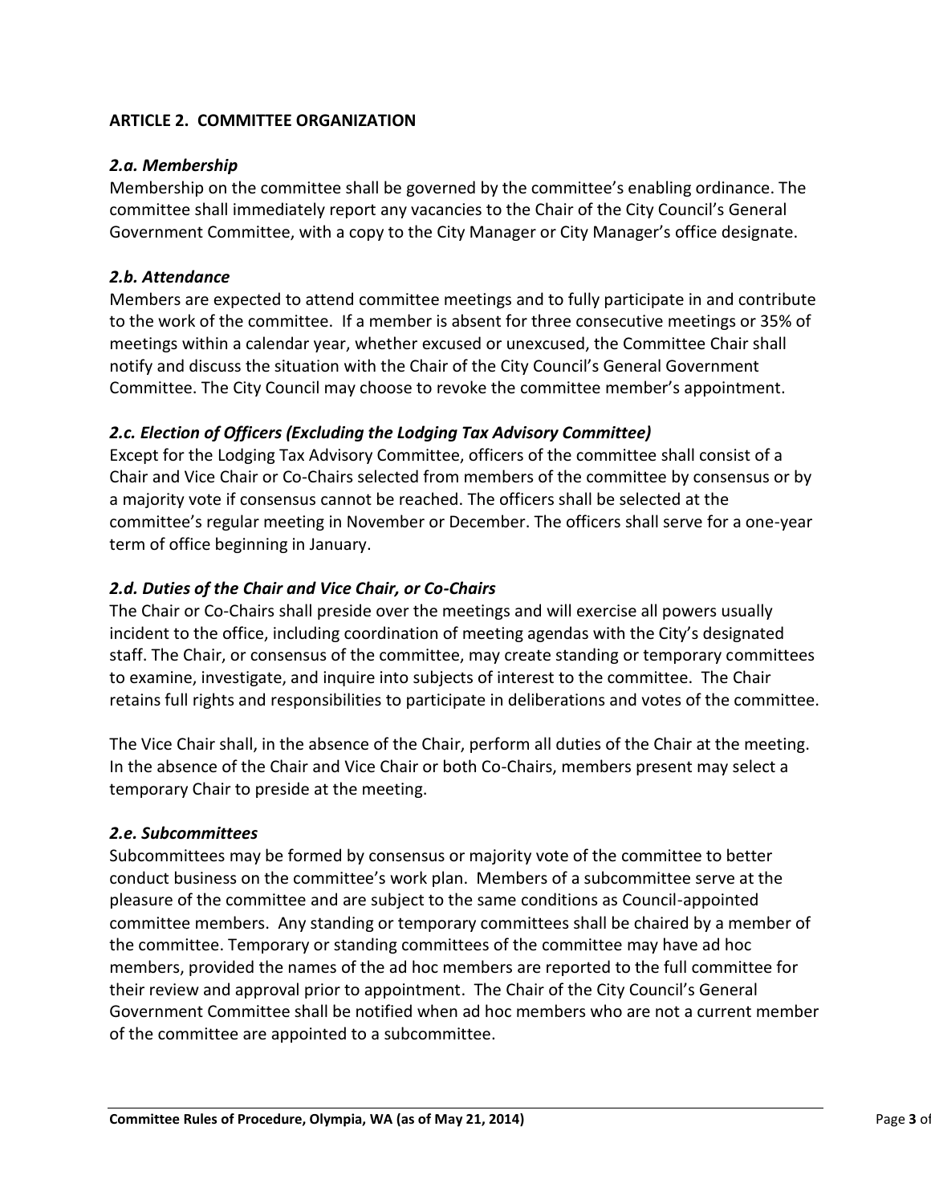## ARTICLE 2. COMMITTEE ORGANIZATION

### *2.a. Membership*

Membership on the committee shall be governed by the committee's enabling ordinance. The committee shall immediately report any vacancies to the Chair of the City Council's General Government Committee, with a copy to the City Manager or City Manager's office designate.

### *2.b. Attendance*

Members are expected to attend committee meetings and to fully participate in and contribute to the work of the committee. If a member is absent for three consecutive meetings or 35% of meetings within a calendar year, whether excused or unexcused, the Committee Chair shall notify and discuss the situation with the Chair of the City Council's General Government Committee. The City Council may choose to revoke the committee member's appointment.

### *2.c. Election of Officers (Excluding the Lodging Tax Advisory Committee)*

Except for the Lodging Tax Advisory Committee, officers of the committee shall consist of a Chair and Vice Chair or Co-Chairs selected from members of the committee by consensus or by a majority vote if consensus cannot be reached. The officers shall be selected at the committee's regular meeting in November or December. The officers shall serve for a one-year term of office beginning in January.

### *2.d. Duties of the Chair and Vice Chair, or Co-Chairs*

The Chair or Co-Chairs shall preside over the meetings and will exercise all powers usually incident to the office, including coordination of meeting agendas with the City's designated staff. The Chair, or consensus of the committee, may create standing or temporary committees to examine, investigate, and inquire into subjects of interest to the committee. The Chair retains full rights and responsibilities to participate in deliberations and votes of the committee.

The Vice Chair shall, in the absence of the Chair, perform all duties of the Chair at the meeting. In the absence of the Chair and Vice Chair or both Co-Chairs, members present may select a temporary Chair to preside at the meeting.

### *2.e. Subcommittees*

Subcommittees may be formed by consensus or majority vote of the committee to better conduct business on the committee's work plan. Members of a subcommittee serve at the pleasure of the committee and are subject to the same conditions as Council-appointed committee members. Any standing or temporary committees shall be chaired by a member of the committee. Temporary or standing committees of the committee may have ad hoc members, provided the names of the ad hoc members are reported to the full committee for their review and approval prior to appointment. The Chair of the City Council's General Government Committee shall be notified when ad hoc members who are not a current member of the committee are appointed to a subcommittee.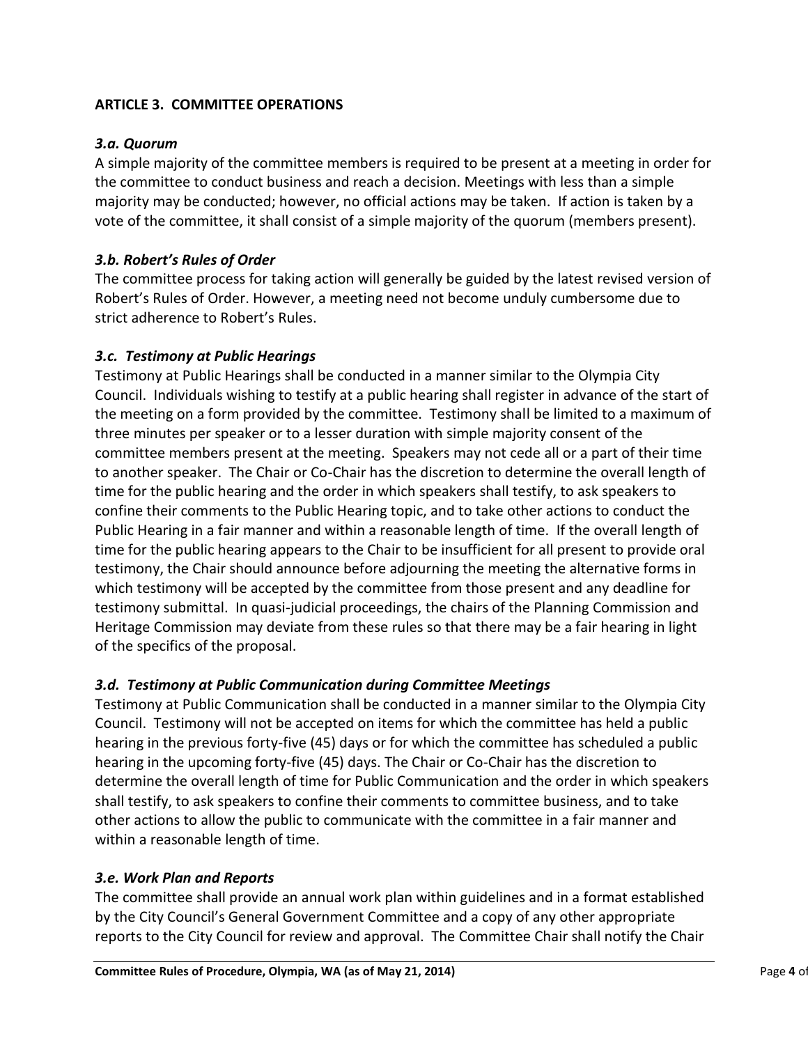**ARTICLE 3. COMMITTEE OPERATIONS**

***3.a. Quorum***

A simple majority of the committee members is required to be present at a meeting in order for the committee to conduct business and reach a decision. Meetings with less than a simple majority may be conducted; however, no official actions may be taken. If action is taken by a vote of the committee, it shall consist of a simple majority of the quorum (members present).

***3.b. Robert's Rules of Order***

The committee process for taking action will generally be guided by the latest revised version of Robert's Rules of Order. However, a meeting need not become unduly cumbersome due to strict adherence to Robert's Rules.

***3.c. Testimony at Public Hearings***

Testimony at Public Hearings shall be conducted in a manner similar to the Olympia City Council. Individuals wishing to testify at a public hearing shall register in advance of the start of the meeting on a form provided by the committee. Testimony shall be limited to a maximum of three minutes per speaker or to a lesser duration with simple majority consent of the committee members present at the meeting. Speakers may not cede all or a part of their time to another speaker. The Chair or Co-Chair has the discretion to determine the overall length of time for the public hearing and the order in which speakers shall testify, to ask speakers to confine their comments to the Public Hearing topic, and to take other actions to conduct the Public Hearing in a fair manner and within a reasonable length of time. If the overall length of time for the public hearing appears to the Chair to be insufficient for all present to provide oral testimony, the Chair should announce before adjourning the meeting the alternative forms in which testimony will be accepted by the committee from those present and any deadline for testimony submittal. In quasi-judicial proceedings, the chairs of the Planning Commission and Heritage Commission may deviate from these rules so that there may be a fair hearing in light of the specifics of the proposal.

***3.d. Testimony at Public Communication during Committee Meetings***

Testimony at Public Communication shall be conducted in a manner similar to the Olympia City Council. Testimony will not be accepted on items for which the committee has held a public hearing in the previous forty-five (45) days or for which the committee has scheduled a public hearing in the upcoming forty-five (45) days. The Chair or Co-Chair has the discretion to determine the overall length of time for Public Communication and the order in which speakers shall testify, to ask speakers to confine their comments to committee business, and to take other actions to allow the public to communicate with the committee in a fair manner and within a reasonable length of time.

***3.e. Work Plan and Reports***

The committee shall provide an annual work plan within guidelines and in a format established by the City Council's General Government Committee and a copy of any other appropriate reports to the City Council for review and approval. The Committee Chair shall notify the Chair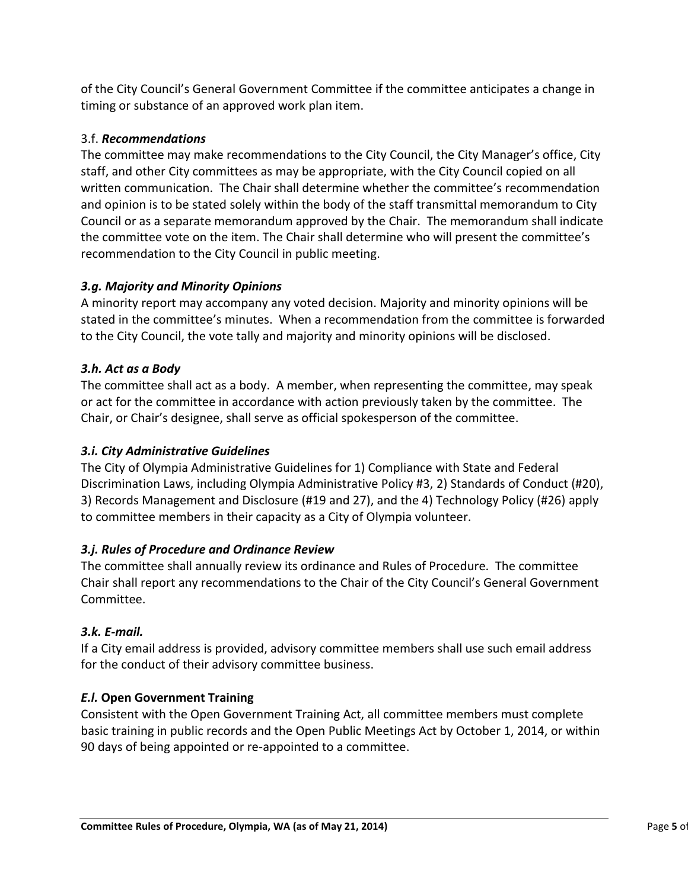of the City Council's General Government Committee if the committee anticipates a change in timing or substance of an approved work plan item.

### 3.f. ***Recommendations***

The committee may make recommendations to the City Council, the City Manager's office, City staff, and other City committees as may be appropriate, with the City Council copied on all written communication. The Chair shall determine whether the committee's recommendation and opinion is to be stated solely within the body of the staff transmittal memorandum to City Council or as a separate memorandum approved by the Chair. The memorandum shall indicate the committee vote on the item. The Chair shall determine who will present the committee's recommendation to the City Council in public meeting.

### ***3.g. Majority and Minority Opinions***

A minority report may accompany any voted decision. Majority and minority opinions will be stated in the committee's minutes. When a recommendation from the committee is forwarded to the City Council, the vote tally and majority and minority opinions will be disclosed.

### ***3.h. Act as a Body***

The committee shall act as a body. A member, when representing the committee, may speak or act for the committee in accordance with action previously taken by the committee. The Chair, or Chair's designee, shall serve as official spokesperson of the committee.

### ***3.i. City Administrative Guidelines***

The City of Olympia Administrative Guidelines for 1) Compliance with State and Federal Discrimination Laws, including Olympia Administrative Policy #3, 2) Standards of Conduct (#20), 3) Records Management and Disclosure (#19 and 27), and the 4) Technology Policy (#26) apply to committee members in their capacity as a City of Olympia volunteer.

### ***3.j. Rules of Procedure and Ordinance Review***

The committee shall annually review its ordinance and Rules of Procedure. The committee Chair shall report any recommendations to the Chair of the City Council's General Government Committee.

### ***3.k. E-mail.***

If a City email address is provided, advisory committee members shall use such email address for the conduct of their advisory committee business.

### ***E.l.* Open Government Training**

Consistent with the Open Government Training Act, all committee members must complete basic training in public records and the Open Public Meetings Act by October 1, 2014, or within 90 days of being appointed or re-appointed to a committee.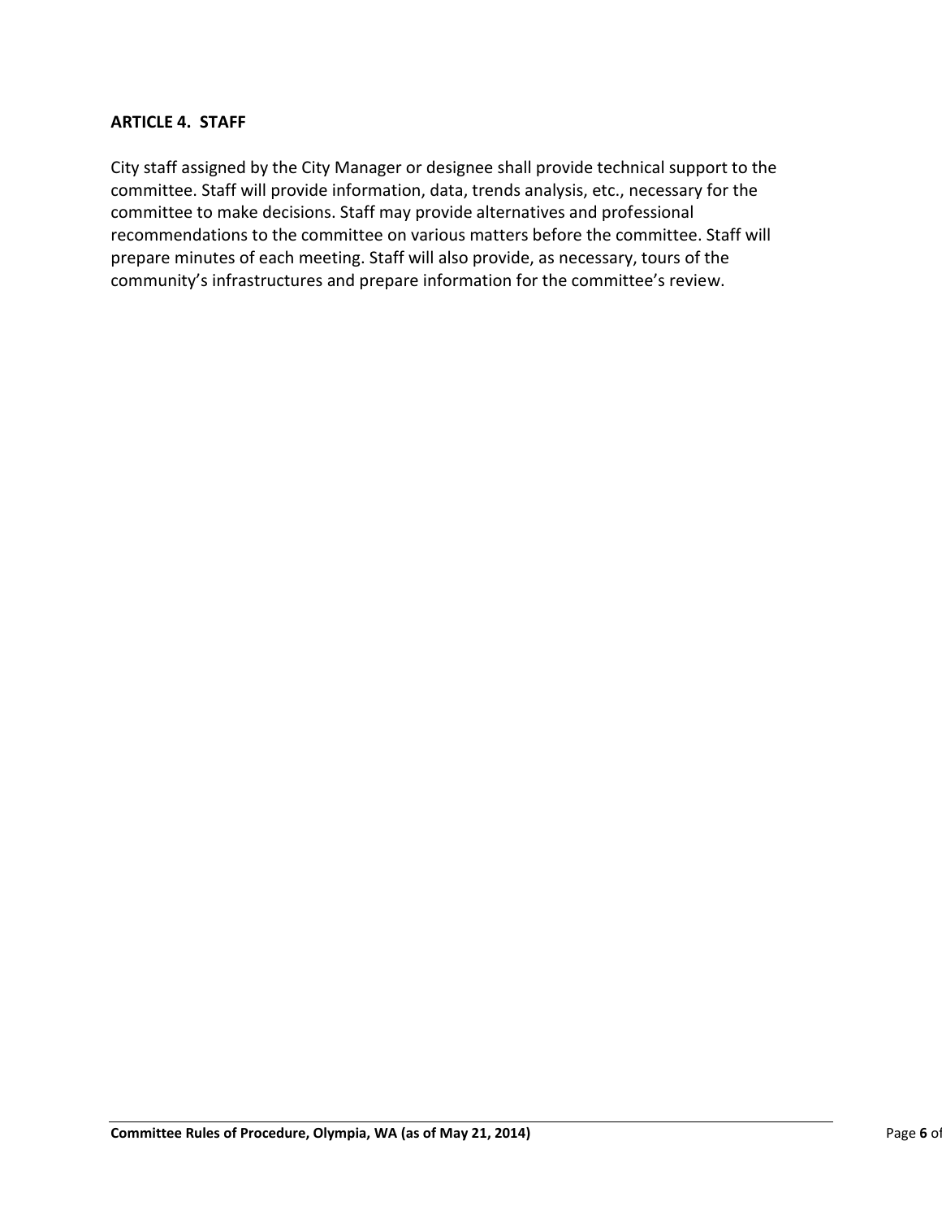## ARTICLE 4. STAFF

City staff assigned by the City Manager or designee shall provide technical support to the committee. Staff will provide information, data, trends analysis, etc., necessary for the committee to make decisions. Staff may provide alternatives and professional recommendations to the committee on various matters before the committee. Staff will prepare minutes of each meeting. Staff will also provide, as necessary, tours of the community's infrastructures and prepare information for the committee's review.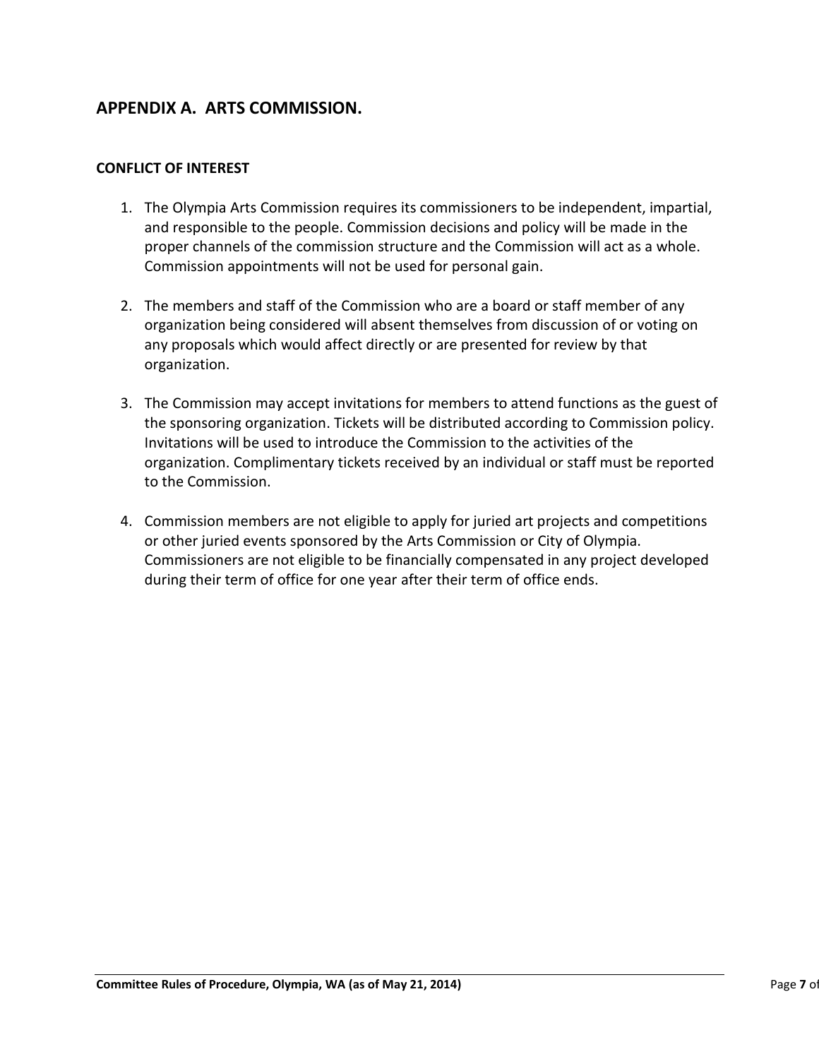## APPENDIX A. ARTS COMMISSION.

### CONFLICT OF INTEREST

1. The Olympia Arts Commission requires its commissioners to be independent, impartial, and responsible to the people. Commission decisions and policy will be made in the proper channels of the commission structure and the Commission will act as a whole. Commission appointments will not be used for personal gain.

2. The members and staff of the Commission who are a board or staff member of any organization being considered will absent themselves from discussion of or voting on any proposals which would affect directly or are presented for review by that organization.

3. The Commission may accept invitations for members to attend functions as the guest of the sponsoring organization. Tickets will be distributed according to Commission policy. Invitations will be used to introduce the Commission to the activities of the organization. Complimentary tickets received by an individual or staff must be reported to the Commission.

4. Commission members are not eligible to apply for juried art projects and competitions or other juried events sponsored by the Arts Commission or City of Olympia. Commissioners are not eligible to be financially compensated in any project developed during their term of office for one year after their term of office ends.